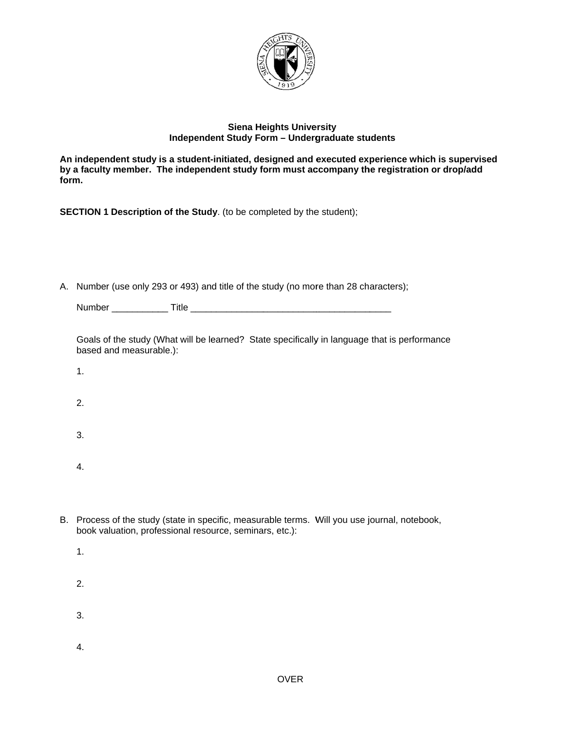**Siena Heights University**
**Independent Study Form – Undergraduate students**

**An independent study is a student-initiated, designed and executed experience which is supervised by a faculty member. The independent study form must accompany the registration or drop/add form.**

**SECTION 1 Description of the Study**. (to be completed by the student);

A. Number (use only 293 or 493) and title of the study (no more than 28 characters);

   Number ___________ Title _______________________________________

   Goals of the study (What will be learned? State specifically in language that is performance based and measurable.):

   1.

   2.

   3.

   4.

B. Process of the study (state in specific, measurable terms. Will you use journal, notebook, book valuation, professional resource, seminars, etc.):

   1.

   2.

   3.

   4.

OVER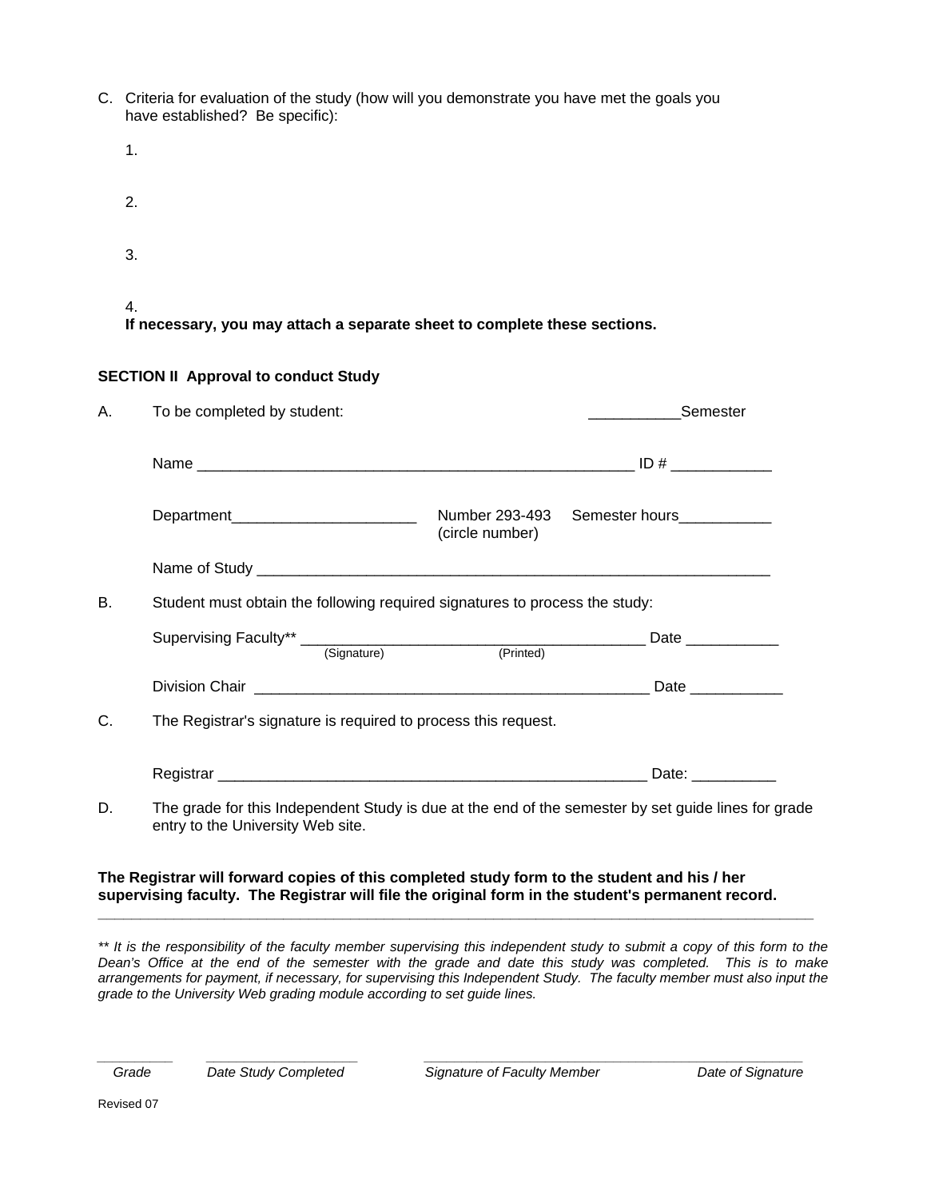C. Criteria for evaluation of the study (how will you demonstrate you have met the goals you have established? Be specific):

1.

2.

3.

4.

**If necessary, you may attach a separate sheet to complete these sections.**

**SECTION II Approval to conduct Study**

A. To be completed by student: ___________Semester

Name _____________________________________________________ ID # ____________

Department______________________ Number 293-493 (circle number) Semester hours___________

Name of Study ______________________________________________________________

B. Student must obtain the following required signatures to process the study:

Supervising Faculty** _________________________________________ Date ___________
(Signature) (Printed)

Division Chair _______________________________________________ Date ___________

C. The Registrar's signature is required to process this request.

Registrar ____________________________________________________ Date: __________

D. The grade for this Independent Study is due at the end of the semester by set guide lines for grade entry to the University Web site.

**The Registrar will forward copies of this completed study form to the student and his / her supervising faculty. The Registrar will file the original form in the student's permanent record.**

---

*** It is the responsibility of the faculty member supervising this independent study to submit a copy of this form to the Dean's Office at the end of the semester with the grade and date this study was completed. This is to make arrangements for payment, if necessary, for supervising this Independent Study. The faculty member must also input the grade to the University Web grading module according to set guide lines.*

*Grade* _________ *Date Study Completed* _________ *Signature of Faculty Member* _________ *Date of Signature* _________

Revised 07